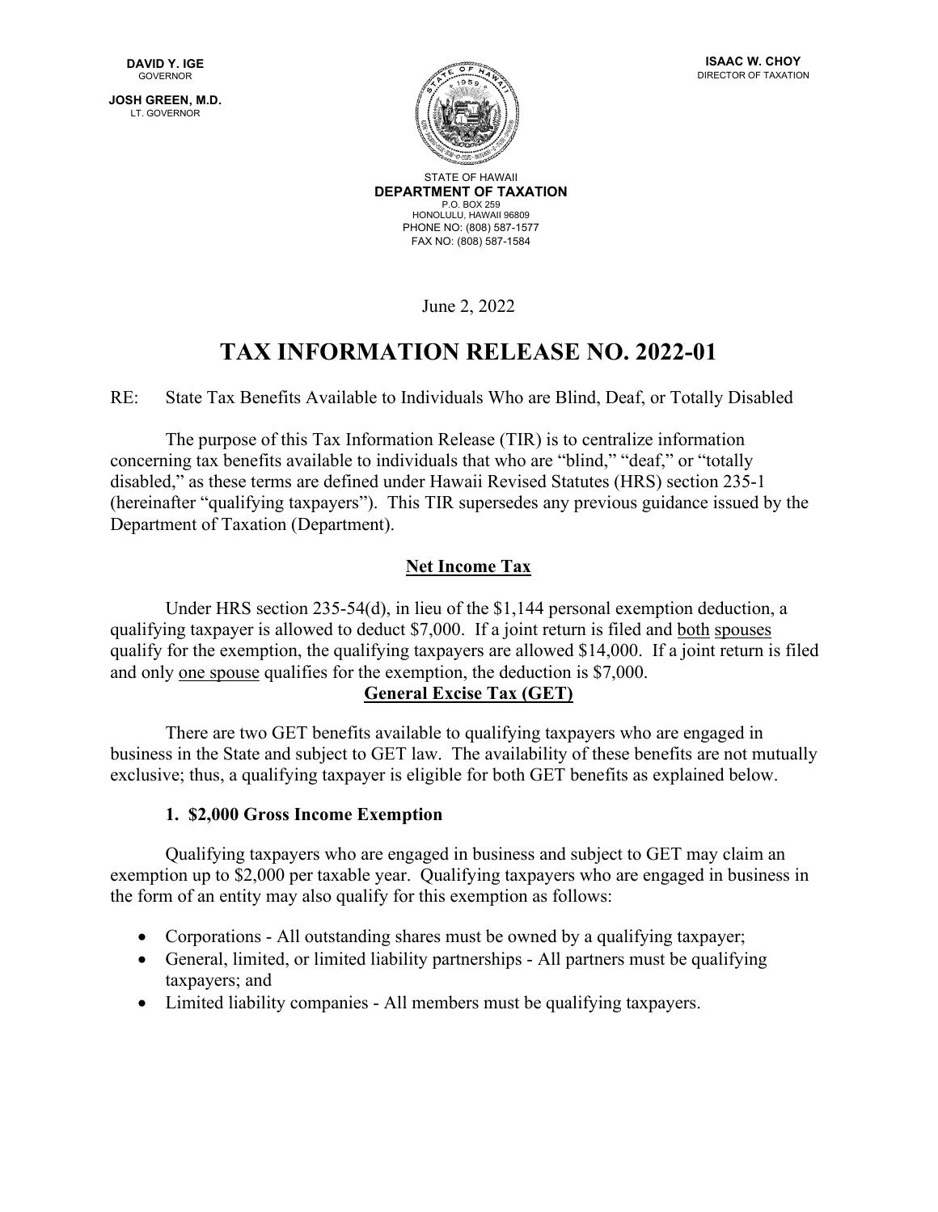DAVID Y. IGE
GOVERNOR

JOSH GREEN, M.D.
LT. GOVERNOR

ISAAC W. CHOY
DIRECTOR OF TAXATION

STATE OF HAWAII
**DEPARTMENT OF TAXATION**
P.O. BOX 259
HONOLULU, HAWAII 96809
PHONE NO: (808) 587-1577
FAX NO: (808) 587-1584

June 2, 2022

# TAX INFORMATION RELEASE NO. 2022-01

RE: State Tax Benefits Available to Individuals Who are Blind, Deaf, or Totally Disabled

The purpose of this Tax Information Release (TIR) is to centralize information concerning tax benefits available to individuals that who are "blind," "deaf," or "totally disabled," as these terms are defined under Hawaii Revised Statutes (HRS) section 235-1 (hereinafter "qualifying taxpayers"). This TIR supersedes any previous guidance issued by the Department of Taxation (Department).

## Net Income Tax

Under HRS section 235-54(d), in lieu of the $1,144 personal exemption deduction, a qualifying taxpayer is allowed to deduct $7,000. If a joint return is filed and both spouses qualify for the exemption, the qualifying taxpayers are allowed $14,000. If a joint return is filed and only one spouse qualifies for the exemption, the deduction is $7,000.

## General Excise Tax (GET)

There are two GET benefits available to qualifying taxpayers who are engaged in business in the State and subject to GET law. The availability of these benefits are not mutually exclusive; thus, a qualifying taxpayer is eligible for both GET benefits as explained below.

### 1. $2,000 Gross Income Exemption

Qualifying taxpayers who are engaged in business and subject to GET may claim an exemption up to $2,000 per taxable year. Qualifying taxpayers who are engaged in business in the form of an entity may also qualify for this exemption as follows:

- Corporations - All outstanding shares must be owned by a qualifying taxpayer;
- General, limited, or limited liability partnerships - All partners must be qualifying taxpayers; and
- Limited liability companies - All members must be qualifying taxpayers.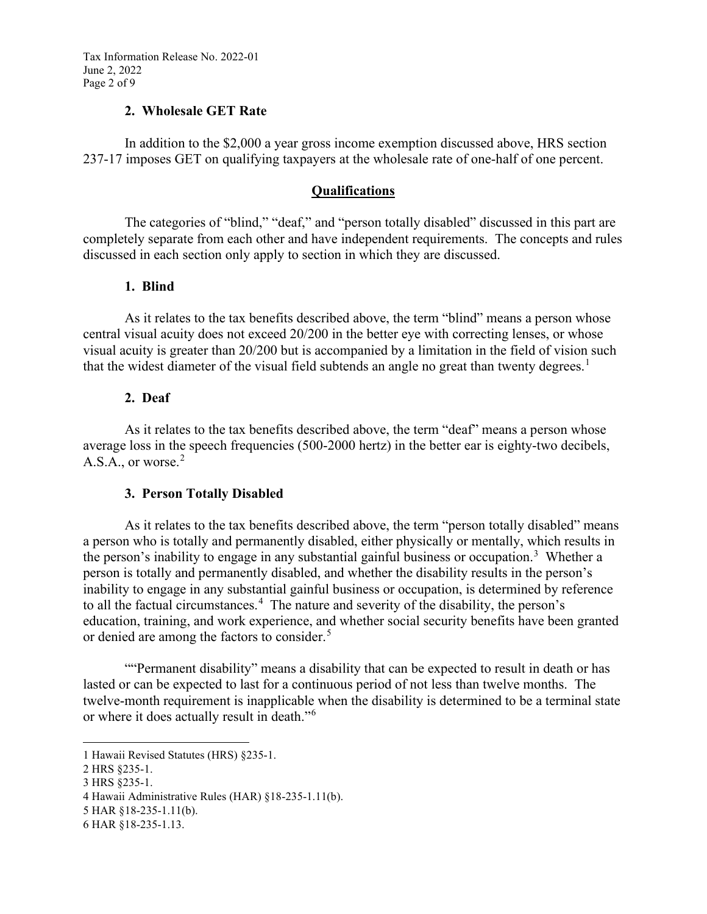### 2. Wholesale GET Rate

In addition to the $2,000 a year gross income exemption discussed above, HRS section 237-17 imposes GET on qualifying taxpayers at the wholesale rate of one-half of one percent.

## Qualifications

The categories of "blind," "deaf," and "person totally disabled" discussed in this part are completely separate from each other and have independent requirements. The concepts and rules discussed in each section only apply to section in which they are discussed.

### 1. Blind

As it relates to the tax benefits described above, the term "blind" means a person whose central visual acuity does not exceed 20/200 in the better eye with correcting lenses, or whose visual acuity is greater than 20/200 but is accompanied by a limitation in the field of vision such that the widest diameter of the visual field subtends an angle no great than twenty degrees.[1]

### 2. Deaf

As it relates to the tax benefits described above, the term "deaf" means a person whose average loss in the speech frequencies (500-2000 hertz) in the better ear is eighty-two decibels, A.S.A., or worse.[2]

### 3. Person Totally Disabled

As it relates to the tax benefits described above, the term "person totally disabled" means a person who is totally and permanently disabled, either physically or mentally, which results in the person's inability to engage in any substantial gainful business or occupation.[3] Whether a person is totally and permanently disabled, and whether the disability results in the person's inability to engage in any substantial gainful business or occupation, is determined by reference to all the factual circumstances.[4] The nature and severity of the disability, the person's education, training, and work experience, and whether social security benefits have been granted or denied are among the factors to consider.[5]

""Permanent disability" means a disability that can be expected to result in death or has lasted or can be expected to last for a continuous period of not less than twelve months. The twelve-month requirement is inapplicable when the disability is determined to be a terminal state or where it does actually result in death."[6]

---

1 Hawaii Revised Statutes (HRS) §235-1.

2 HRS §235-1.

3 HRS §235-1.

4 Hawaii Administrative Rules (HAR) §18-235-1.11(b).

5 HAR §18-235-1.11(b).

6 HAR §18-235-1.13.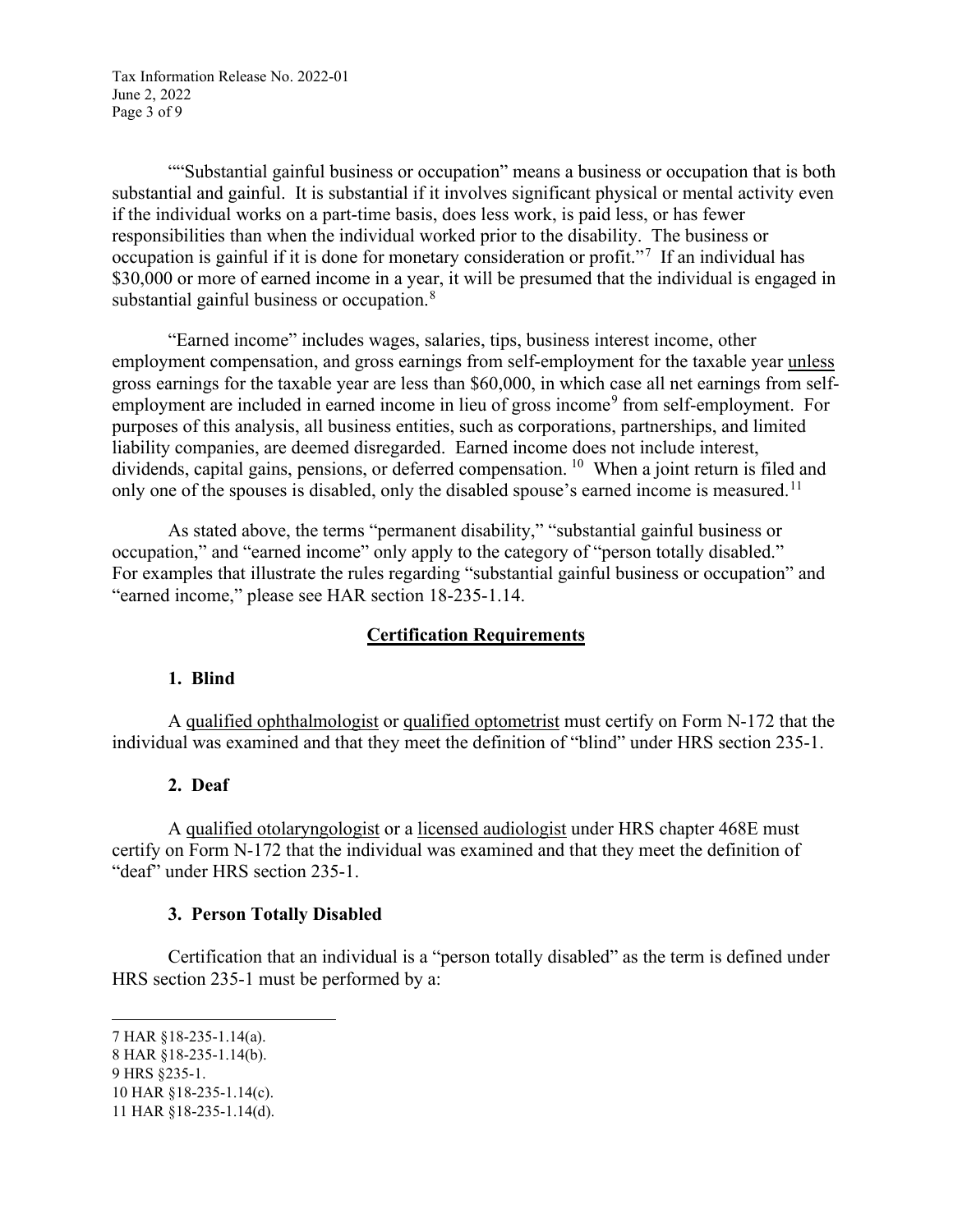"“Substantial gainful business or occupation” means a business or occupation that is both substantial and gainful. It is substantial if it involves significant physical or mental activity even if the individual works on a part-time basis, does less work, is paid less, or has fewer responsibilities than when the individual worked prior to the disability. The business or occupation is gainful if it is done for monetary consideration or profit."[7] If an individual has $30,000 or more of earned income in a year, it will be presumed that the individual is engaged in substantial gainful business or occupation.[8]

“Earned income” includes wages, salaries, tips, business interest income, other employment compensation, and gross earnings from self-employment for the taxable year unless gross earnings for the taxable year are less than $60,000, in which case all net earnings from self-employment are included in earned income in lieu of gross income[9] from self-employment. For purposes of this analysis, all business entities, such as corporations, partnerships, and limited liability companies, are deemed disregarded. Earned income does not include interest, dividends, capital gains, pensions, or deferred compensation.[10] When a joint return is filed and only one of the spouses is disabled, only the disabled spouse's earned income is measured.[11]

As stated above, the terms “permanent disability,” “substantial gainful business or occupation,” and “earned income” only apply to the category of “person totally disabled.” For examples that illustrate the rules regarding “substantial gainful business or occupation” and “earned income,” please see HAR section 18-235-1.14.

## Certification Requirements

### 1. Blind

A qualified ophthalmologist or qualified optometrist must certify on Form N-172 that the individual was examined and that they meet the definition of “blind” under HRS section 235-1.

### 2. Deaf

A qualified otolaryngologist or a licensed audiologist under HRS chapter 468E must certify on Form N-172 that the individual was examined and that they meet the definition of “deaf” under HRS section 235-1.

### 3. Person Totally Disabled

Certification that an individual is a “person totally disabled” as the term is defined under HRS section 235-1 must be performed by a:

---

7 HAR §18-235-1.14(a).

8 HAR §18-235-1.14(b).

9 HRS §235-1.

10 HAR §18-235-1.14(c).

11 HAR §18-235-1.14(d).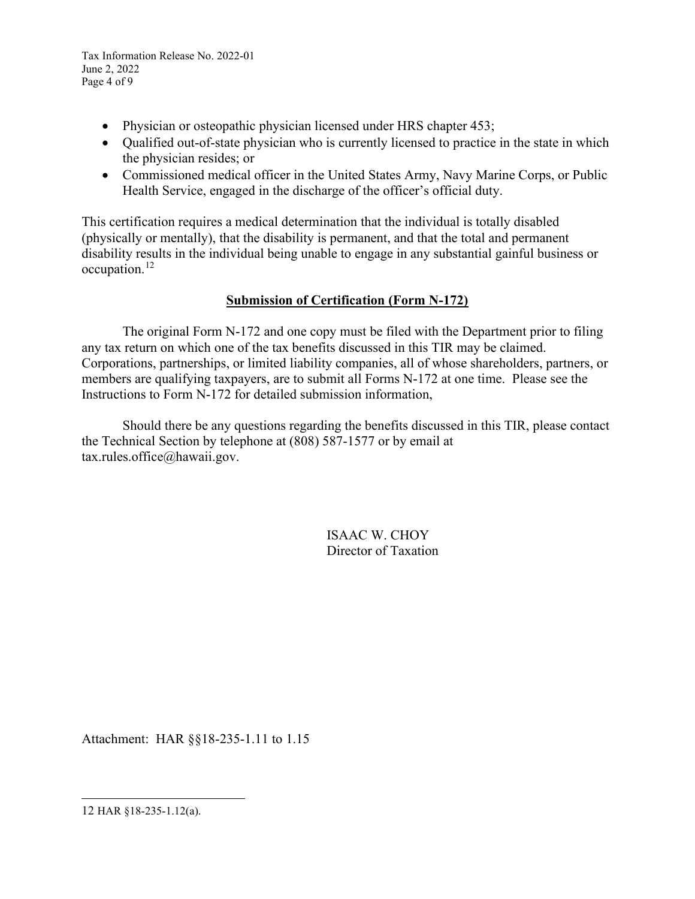- Physician or osteopathic physician licensed under HRS chapter 453;
- Qualified out-of-state physician who is currently licensed to practice in the state in which the physician resides; or
- Commissioned medical officer in the United States Army, Navy Marine Corps, or Public Health Service, engaged in the discharge of the officer's official duty.

This certification requires a medical determination that the individual is totally disabled (physically or mentally), that the disability is permanent, and that the total and permanent disability results in the individual being unable to engage in any substantial gainful business or occupation.[12]

## Submission of Certification (Form N-172)

The original Form N-172 and one copy must be filed with the Department prior to filing any tax return on which one of the tax benefits discussed in this TIR may be claimed. Corporations, partnerships, or limited liability companies, all of whose shareholders, partners, or members are qualifying taxpayers, are to submit all Forms N-172 at one time. Please see the Instructions to Form N-172 for detailed submission information,

Should there be any questions regarding the benefits discussed in this TIR, please contact the Technical Section by telephone at (808) 587-1577 or by email at tax.rules.office@hawaii.gov.

ISAAC W. CHOY
Director of Taxation

Attachment: HAR §§18-235-1.11 to 1.15

12 HAR §18-235-1.12(a).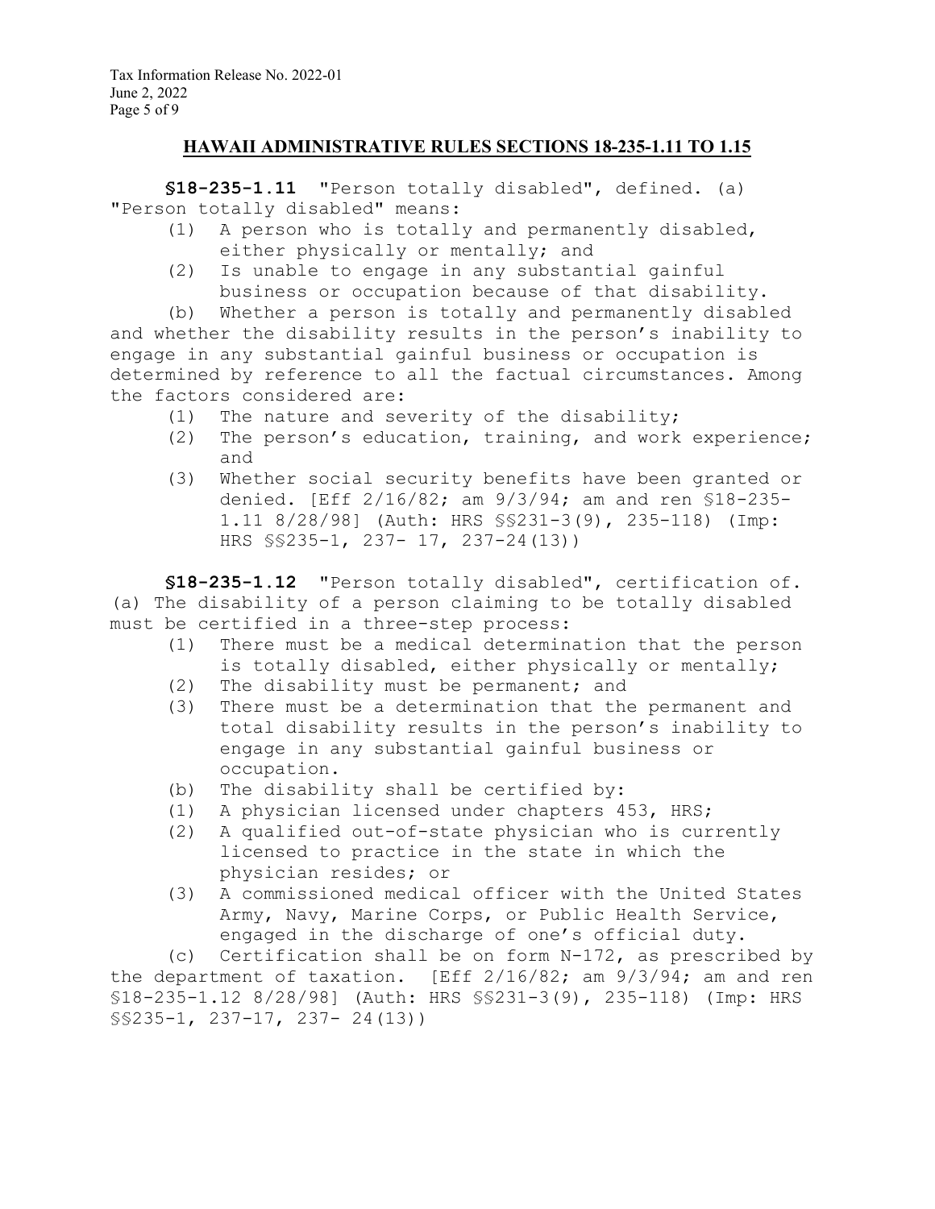## HAWAII ADMINISTRATIVE RULES SECTIONS 18-235-1.11 TO 1.15

**§18-235-1.11** "Person totally disabled", defined. (a) "Person totally disabled" means:

(1) A person who is totally and permanently disabled, either physically or mentally; and
(2) Is unable to engage in any substantial gainful business or occupation because of that disability.

(b) Whether a person is totally and permanently disabled and whether the disability results in the person's inability to engage in any substantial gainful business or occupation is determined by reference to all the factual circumstances. Among the factors considered are:

(1) The nature and severity of the disability;
(2) The person's education, training, and work experience; and
(3) Whether social security benefits have been granted or denied. [Eff 2/16/82; am 9/3/94; am and ren §18-235-1.11 8/28/98] (Auth: HRS §§231-3(9), 235-118) (Imp: HRS §§235-1, 237- 17, 237-24(13))

**§18-235-1.12** "Person totally disabled", certification of. (a) The disability of a person claiming to be totally disabled must be certified in a three-step process:

(1) There must be a medical determination that the person is totally disabled, either physically or mentally;
(2) The disability must be permanent; and
(3) There must be a determination that the permanent and total disability results in the person's inability to engage in any substantial gainful business or occupation.

(b) The disability shall be certified by:

(1) A physician licensed under chapters 453, HRS;
(2) A qualified out-of-state physician who is currently licensed to practice in the state in which the physician resides; or
(3) A commissioned medical officer with the United States Army, Navy, Marine Corps, or Public Health Service, engaged in the discharge of one's official duty.

(c) Certification shall be on form N-172, as prescribed by the department of taxation. [Eff 2/16/82; am 9/3/94; am and ren §18-235-1.12 8/28/98] (Auth: HRS §§231-3(9), 235-118) (Imp: HRS §§235-1, 237-17, 237- 24(13))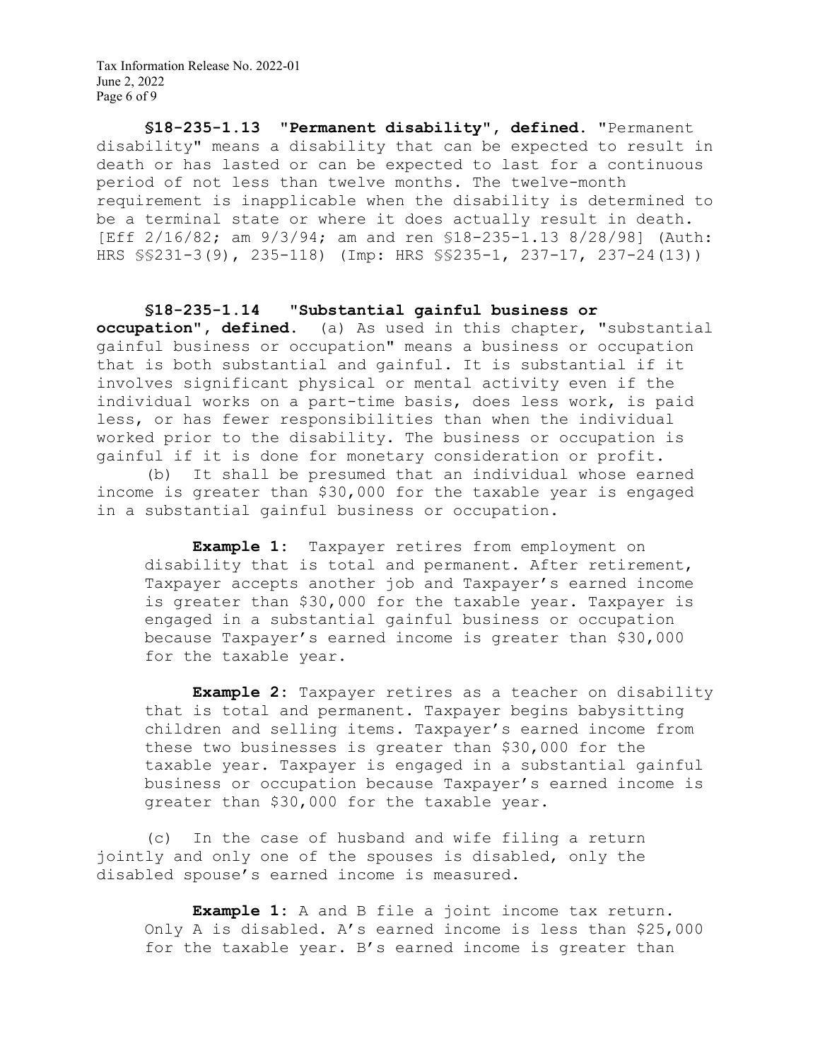**§18-235-1.13 "Permanent disability", defined.** "Permanent disability" means a disability that can be expected to result in death or has lasted or can be expected to last for a continuous period of not less than twelve months. The twelve-month requirement is inapplicable when the disability is determined to be a terminal state or where it does actually result in death. [Eff 2/16/82; am 9/3/94; am and ren §18-235-1.13 8/28/98] (Auth: HRS §§231-3(9), 235-118) (Imp: HRS §§235-1, 237-17, 237-24(13))

**§18-235-1.14 "Substantial gainful business or occupation", defined.** (a) As used in this chapter, "substantial gainful business or occupation" means a business or occupation that is both substantial and gainful. It is substantial if it involves significant physical or mental activity even if the individual works on a part-time basis, does less work, is paid less, or has fewer responsibilities than when the individual worked prior to the disability. The business or occupation is gainful if it is done for monetary consideration or profit.

(b) It shall be presumed that an individual whose earned income is greater than $30,000 for the taxable year is engaged in a substantial gainful business or occupation.

> **Example 1:** Taxpayer retires from employment on disability that is total and permanent. After retirement, Taxpayer accepts another job and Taxpayer's earned income is greater than $30,000 for the taxable year. Taxpayer is engaged in a substantial gainful business or occupation because Taxpayer's earned income is greater than $30,000 for the taxable year.

> **Example 2:** Taxpayer retires as a teacher on disability that is total and permanent. Taxpayer begins babysitting children and selling items. Taxpayer's earned income from these two businesses is greater than $30,000 for the taxable year. Taxpayer is engaged in a substantial gainful business or occupation because Taxpayer's earned income is greater than $30,000 for the taxable year.

(c) In the case of husband and wife filing a return jointly and only one of the spouses is disabled, only the disabled spouse's earned income is measured.

> **Example 1:** A and B file a joint income tax return. Only A is disabled. A's earned income is less than $25,000 for the taxable year. B's earned income is greater than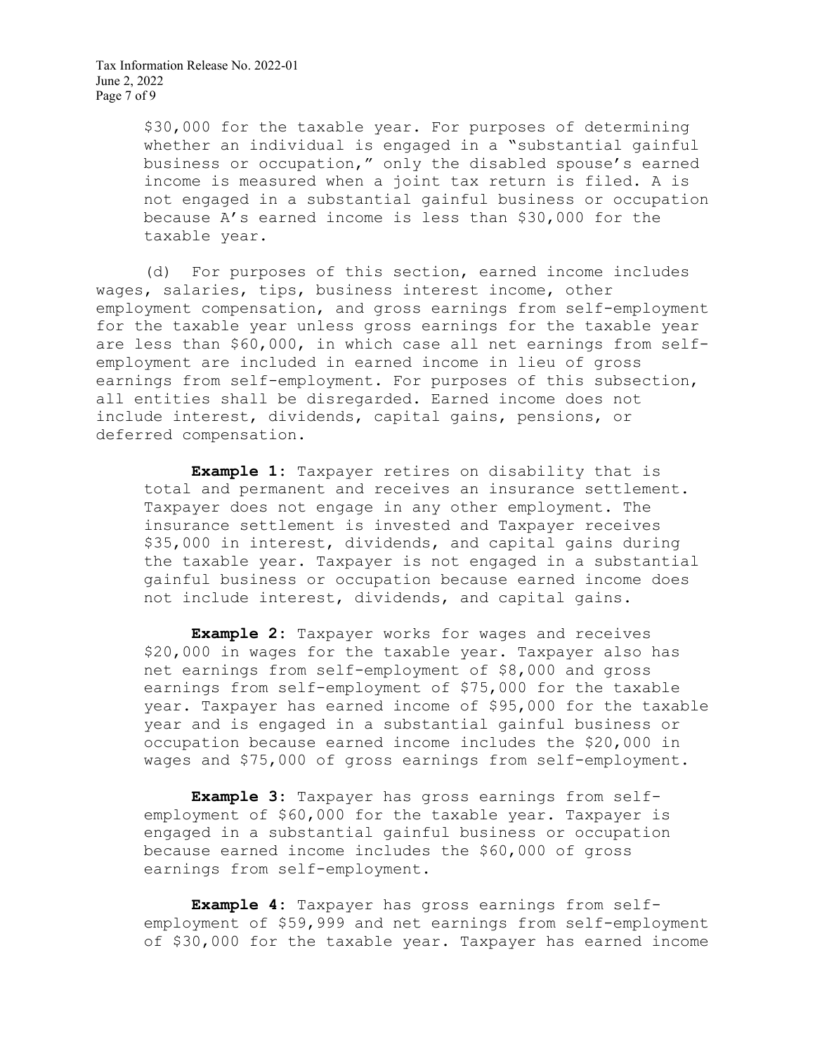$30,000 for the taxable year. For purposes of determining whether an individual is engaged in a "substantial gainful business or occupation," only the disabled spouse's earned income is measured when a joint tax return is filed. A is not engaged in a substantial gainful business or occupation because A's earned income is less than $30,000 for the taxable year.

(d) For purposes of this section, earned income includes wages, salaries, tips, business interest income, other employment compensation, and gross earnings from self-employment for the taxable year unless gross earnings for the taxable year are less than $60,000, in which case all net earnings from self-employment are included in earned income in lieu of gross earnings from self-employment. For purposes of this subsection, all entities shall be disregarded. Earned income does not include interest, dividends, capital gains, pensions, or deferred compensation.

**Example 1:** Taxpayer retires on disability that is total and permanent and receives an insurance settlement. Taxpayer does not engage in any other employment. The insurance settlement is invested and Taxpayer receives $35,000 in interest, dividends, and capital gains during the taxable year. Taxpayer is not engaged in a substantial gainful business or occupation because earned income does not include interest, dividends, and capital gains.

**Example 2:** Taxpayer works for wages and receives $20,000 in wages for the taxable year. Taxpayer also has net earnings from self-employment of $8,000 and gross earnings from self-employment of $75,000 for the taxable year. Taxpayer has earned income of $95,000 for the taxable year and is engaged in a substantial gainful business or occupation because earned income includes the $20,000 in wages and $75,000 of gross earnings from self-employment.

**Example 3:** Taxpayer has gross earnings from self-employment of $60,000 for the taxable year. Taxpayer is engaged in a substantial gainful business or occupation because earned income includes the $60,000 of gross earnings from self-employment.

**Example 4:** Taxpayer has gross earnings from self-employment of $59,999 and net earnings from self-employment of $30,000 for the taxable year. Taxpayer has earned income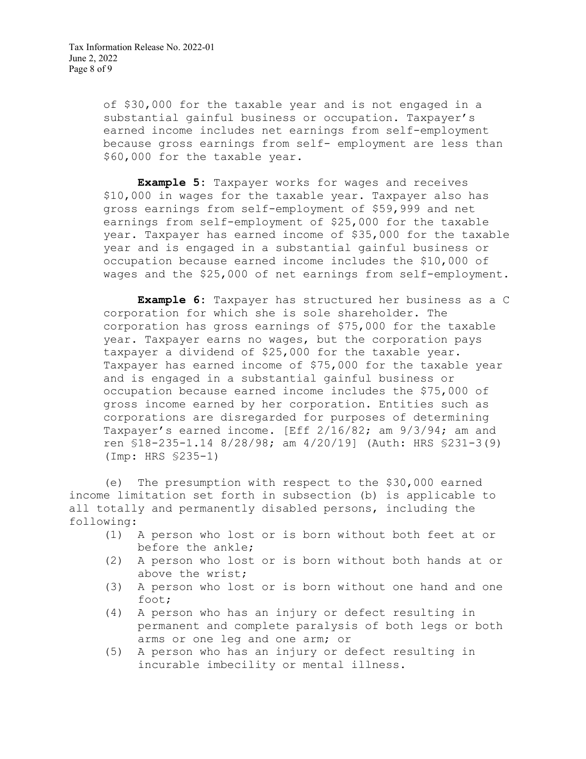of $30,000 for the taxable year and is not engaged in a substantial gainful business or occupation. Taxpayer's earned income includes net earnings from self-employment because gross earnings from self- employment are less than $60,000 for the taxable year.

**Example 5**: Taxpayer works for wages and receives $10,000 in wages for the taxable year. Taxpayer also has gross earnings from self-employment of $59,999 and net earnings from self-employment of $25,000 for the taxable year. Taxpayer has earned income of $35,000 for the taxable year and is engaged in a substantial gainful business or occupation because earned income includes the $10,000 of wages and the $25,000 of net earnings from self-employment.

**Example 6**: Taxpayer has structured her business as a C corporation for which she is sole shareholder. The corporation has gross earnings of $75,000 for the taxable year. Taxpayer earns no wages, but the corporation pays taxpayer a dividend of $25,000 for the taxable year. Taxpayer has earned income of $75,000 for the taxable year and is engaged in a substantial gainful business or occupation because earned income includes the $75,000 of gross income earned by her corporation. Entities such as corporations are disregarded for purposes of determining Taxpayer's earned income. [Eff 2/16/82; am 9/3/94; am and ren §18-235-1.14 8/28/98; am 4/20/19] (Auth: HRS §231-3(9) (Imp: HRS §235-1)

(e) The presumption with respect to the $30,000 earned income limitation set forth in subsection (b) is applicable to all totally and permanently disabled persons, including the following:

(1) A person who lost or is born without both feet at or before the ankle;
(2) A person who lost or is born without both hands at or above the wrist;
(3) A person who lost or is born without one hand and one foot;
(4) A person who has an injury or defect resulting in permanent and complete paralysis of both legs or both arms or one leg and one arm; or
(5) A person who has an injury or defect resulting in incurable imbecility or mental illness.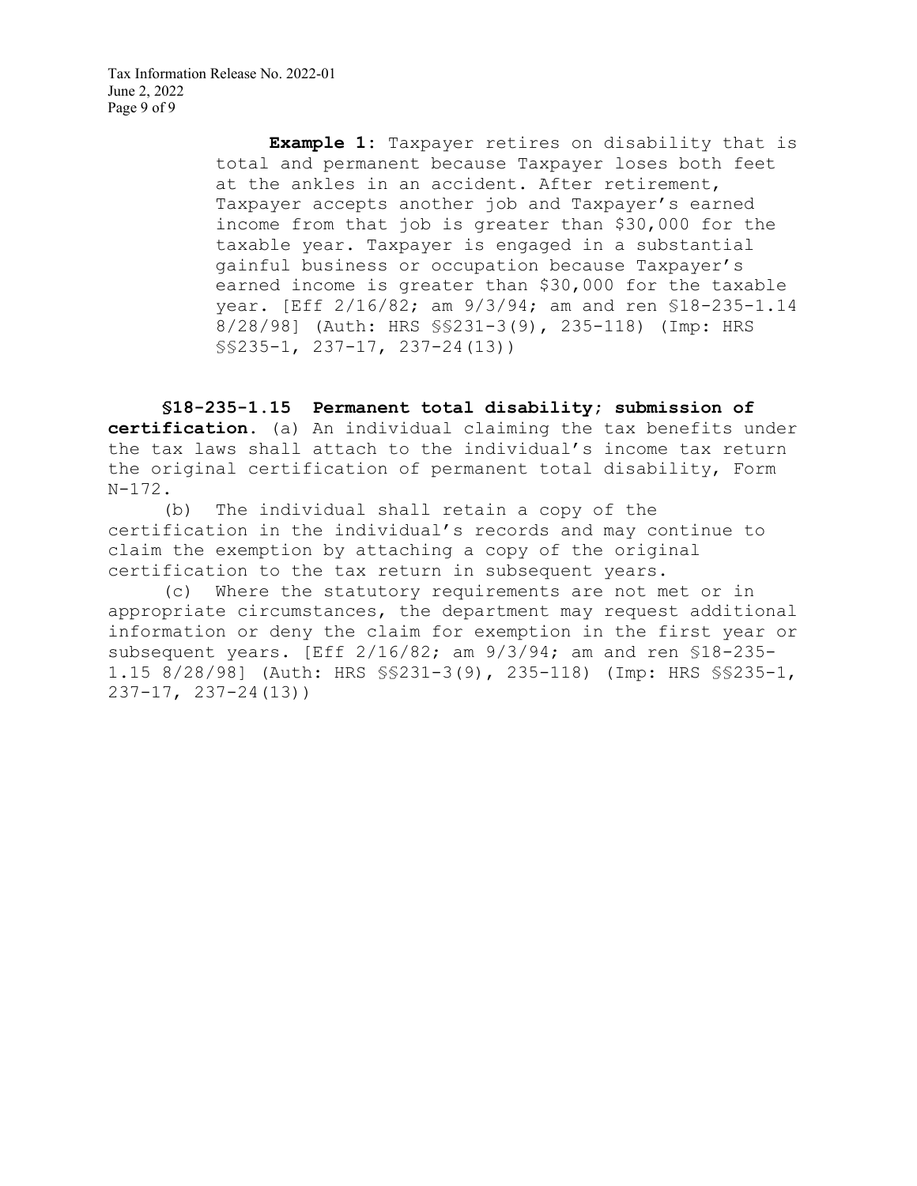**Example 1**: Taxpayer retires on disability that is total and permanent because Taxpayer loses both feet at the ankles in an accident. After retirement, Taxpayer accepts another job and Taxpayer's earned income from that job is greater than $30,000 for the taxable year. Taxpayer is engaged in a substantial gainful business or occupation because Taxpayer's earned income is greater than $30,000 for the taxable year. [Eff 2/16/82; am 9/3/94; am and ren §18-235-1.14 8/28/98] (Auth: HRS §§231-3(9), 235-118) (Imp: HRS §§235-1, 237-17, 237-24(13))

**§18-235-1.15 Permanent total disability; submission of certification.** (a) An individual claiming the tax benefits under the tax laws shall attach to the individual's income tax return the original certification of permanent total disability, Form N-172.

(b) The individual shall retain a copy of the certification in the individual's records and may continue to claim the exemption by attaching a copy of the original certification to the tax return in subsequent years.

(c) Where the statutory requirements are not met or in appropriate circumstances, the department may request additional information or deny the claim for exemption in the first year or subsequent years. [Eff 2/16/82; am 9/3/94; am and ren §18-235-1.15 8/28/98] (Auth: HRS §§231-3(9), 235-118) (Imp: HRS §§235-1, 237-17, 237-24(13))